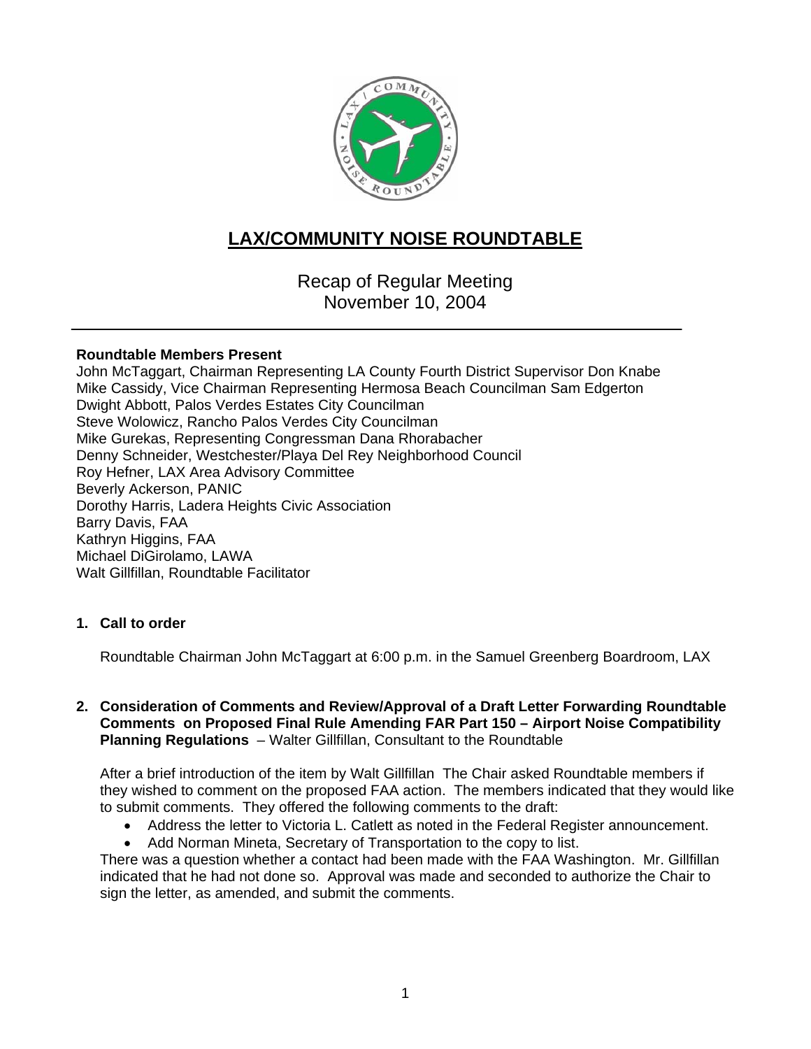# LAX/COMMUNITY NOISE ROUNDTABLE

Recap of Regular Meeting
November 10, 2004

**Roundtable Members Present**
John McTaggart, Chairman Representing LA County Fourth District Supervisor Don Knabe
Mike Cassidy, Vice Chairman Representing Hermosa Beach Councilman Sam Edgerton
Dwight Abbott, Palos Verdes Estates City Councilman
Steve Wolowicz, Rancho Palos Verdes City Councilman
Mike Gurekas, Representing Congressman Dana Rhorabacher
Denny Schneider, Westchester/Playa Del Rey Neighborhood Council
Roy Hefner, LAX Area Advisory Committee
Beverly Ackerson, PANIC
Dorothy Harris, Ladera Heights Civic Association
Barry Davis, FAA
Kathryn Higgins, FAA
Michael DiGirolamo, LAWA
Walt Gillfillan, Roundtable Facilitator

**1. Call to order**

Roundtable Chairman John McTaggart at 6:00 p.m. in the Samuel Greenberg Boardroom, LAX

**2. Consideration of Comments and Review/Approval of a Draft Letter Forwarding Roundtable Comments on Proposed Final Rule Amending FAR Part 150 – Airport Noise Compatibility Planning Regulations** – Walter Gillfillan, Consultant to the Roundtable

After a brief introduction of the item by Walt Gillfillan The Chair asked Roundtable members if they wished to comment on the proposed FAA action. The members indicated that they would like to submit comments. They offered the following comments to the draft:

- Address the letter to Victoria L. Catlett as noted in the Federal Register announcement.
- Add Norman Mineta, Secretary of Transportation to the copy to list.

There was a question whether a contact had been made with the FAA Washington. Mr. Gillfillan indicated that he had not done so. Approval was made and seconded to authorize the Chair to sign the letter, as amended, and submit the comments.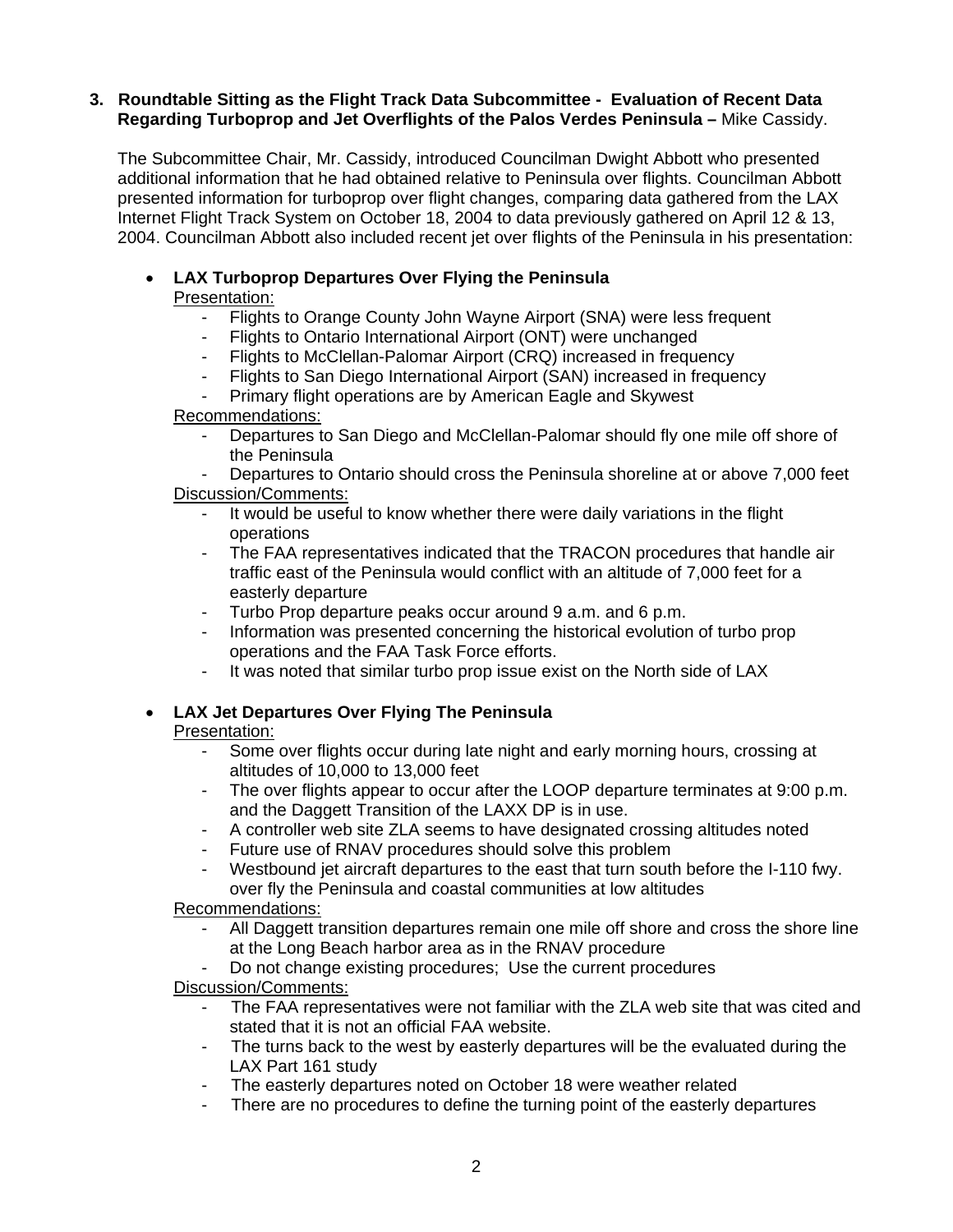**3. Roundtable Sitting as the Flight Track Data Subcommittee - Evaluation of Recent Data Regarding Turboprop and Jet Overflights of the Palos Verdes Peninsula –** Mike Cassidy.

The Subcommittee Chair, Mr. Cassidy, introduced Councilman Dwight Abbott who presented additional information that he had obtained relative to Peninsula over flights. Councilman Abbott presented information for turboprop over flight changes, comparing data gathered from the LAX Internet Flight Track System on October 18, 2004 to data previously gathered on April 12 & 13, 2004. Councilman Abbott also included recent jet over flights of the Peninsula in his presentation:

- **LAX Turboprop Departures Over Flying the Peninsula**

  Presentation:
  - Flights to Orange County John Wayne Airport (SNA) were less frequent
  - Flights to Ontario International Airport (ONT) were unchanged
  - Flights to McClellan-Palomar Airport (CRQ) increased in frequency
  - Flights to San Diego International Airport (SAN) increased in frequency
  - Primary flight operations are by American Eagle and Skywest

  Recommendations:
  - Departures to San Diego and McClellan-Palomar should fly one mile off shore of the Peninsula
  - Departures to Ontario should cross the Peninsula shoreline at or above 7,000 feet

  Discussion/Comments:
  - It would be useful to know whether there were daily variations in the flight operations
  - The FAA representatives indicated that the TRACON procedures that handle air traffic east of the Peninsula would conflict with an altitude of 7,000 feet for a easterly departure
  - Turbo Prop departure peaks occur around 9 a.m. and 6 p.m.
  - Information was presented concerning the historical evolution of turbo prop operations and the FAA Task Force efforts.
  - It was noted that similar turbo prop issue exist on the North side of LAX

- **LAX Jet Departures Over Flying The Peninsula**

  Presentation:
  - Some over flights occur during late night and early morning hours, crossing at altitudes of 10,000 to 13,000 feet
  - The over flights appear to occur after the LOOP departure terminates at 9:00 p.m. and the Daggett Transition of the LAXX DP is in use.
  - A controller web site ZLA seems to have designated crossing altitudes noted
  - Future use of RNAV procedures should solve this problem
  - Westbound jet aircraft departures to the east that turn south before the I-110 fwy. over fly the Peninsula and coastal communities at low altitudes

  Recommendations:
  - All Daggett transition departures remain one mile off shore and cross the shore line at the Long Beach harbor area as in the RNAV procedure
  - Do not change existing procedures; Use the current procedures

  Discussion/Comments:
  - The FAA representatives were not familiar with the ZLA web site that was cited and stated that it is not an official FAA website.
  - The turns back to the west by easterly departures will be the evaluated during the LAX Part 161 study
  - The easterly departures noted on October 18 were weather related
  - There are no procedures to define the turning point of the easterly departures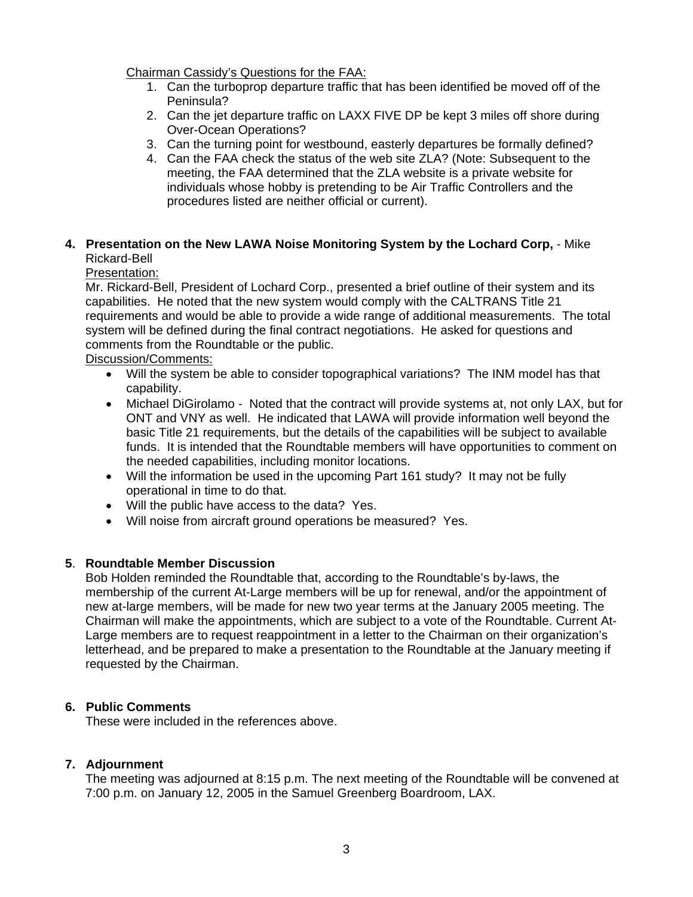Chairman Cassidy's Questions for the FAA:

1. Can the turboprop departure traffic that has been identified be moved off of the Peninsula?
2. Can the jet departure traffic on LAXX FIVE DP be kept 3 miles off shore during Over-Ocean Operations?
3. Can the turning point for westbound, easterly departures be formally defined?
4. Can the FAA check the status of the web site ZLA? (Note: Subsequent to the meeting, the FAA determined that the ZLA website is a private website for individuals whose hobby is pretending to be Air Traffic Controllers and the procedures listed are neither official or current).

**4. Presentation on the New LAWA Noise Monitoring System by the Lochard Corp,** - Mike Rickard-Bell

Presentation:

Mr. Rickard-Bell, President of Lochard Corp., presented a brief outline of their system and its capabilities. He noted that the new system would comply with the CALTRANS Title 21 requirements and would be able to provide a wide range of additional measurements. The total system will be defined during the final contract negotiations. He asked for questions and comments from the Roundtable or the public.

Discussion/Comments:

- Will the system be able to consider topographical variations? The INM model has that capability.
- Michael DiGirolamo - Noted that the contract will provide systems at, not only LAX, but for ONT and VNY as well. He indicated that LAWA will provide information well beyond the basic Title 21 requirements, but the details of the capabilities will be subject to available funds. It is intended that the Roundtable members will have opportunities to comment on the needed capabilities, including monitor locations.
- Will the information be used in the upcoming Part 161 study? It may not be fully operational in time to do that.
- Will the public have access to the data? Yes.
- Will noise from aircraft ground operations be measured? Yes.

**5. Roundtable Member Discussion**

Bob Holden reminded the Roundtable that, according to the Roundtable's by-laws, the membership of the current At-Large members will be up for renewal, and/or the appointment of new at-large members, will be made for new two year terms at the January 2005 meeting. The Chairman will make the appointments, which are subject to a vote of the Roundtable. Current At-Large members are to request reappointment in a letter to the Chairman on their organization's letterhead, and be prepared to make a presentation to the Roundtable at the January meeting if requested by the Chairman.

**6. Public Comments**

These were included in the references above.

**7. Adjournment**

The meeting was adjourned at 8:15 p.m. The next meeting of the Roundtable will be convened at 7:00 p.m. on January 12, 2005 in the Samuel Greenberg Boardroom, LAX.